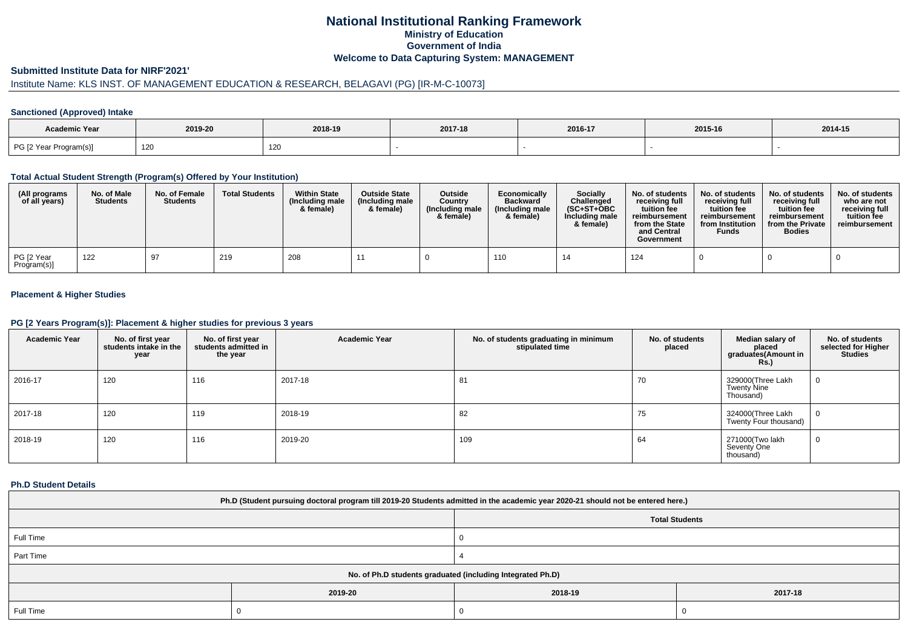# National Institutional Ranking Framework
## Ministry of Education
## Government of India
## Welcome to Data Capturing System: MANAGEMENT

**Submitted Institute Data for NIRF'2021'**

Institute Name: KLS INST. OF MANAGEMENT EDUCATION & RESEARCH, BELAGAVI (PG) [IR-M-C-10073]

### Sanctioned (Approved) Intake

| Academic Year | 2019-20 | 2018-19 | 2017-18 | 2016-17 | 2015-16 | 2014-15 |
|---|---|---|---|---|---|---|
| PG [2 Year Program(s)] | 120 | 120 | - | - | - | - |

### Total Actual Student Strength (Program(s) Offered by Your Institution)

| (All programs of all years) | No. of Male Students | No. of Female Students | Total Students | Within State (Including male & female) | Outside State (Including male & female) | Outside Country (Including male & female) | Economically Backward (Including male & female) | Socially Challenged (SC+ST+OBC Including male & female) | No. of students receiving full tuition fee reimbursement from the State and Central Government | No. of students receiving full tuition fee reimbursement from Institution Funds | No. of students receiving full tuition fee reimbursement from the Private Bodies | No. of students who are not receiving full tuition fee reimbursement |
|---|---|---|---|---|---|---|---|---|---|---|---|---|
| PG [2 Year Program(s)] | 122 | 97 | 219 | 208 | 11 | 0 | 110 | 14 | 124 | 0 | 0 | 0 |

### Placement & Higher Studies

### PG [2 Years Program(s)]: Placement & higher studies for previous 3 years

| Academic Year | No. of first year students intake in the year | No. of first year students admitted in the year | Academic Year | No. of students graduating in minimum stipulated time | No. of students placed | Median salary of placed graduates(Amount in Rs.) | No. of students selected for Higher Studies |
|---|---|---|---|---|---|---|---|
| 2016-17 | 120 | 116 | 2017-18 | 81 | 70 | 329000(Three Lakh Twenty Nine Thousand) | 0 |
| 2017-18 | 120 | 119 | 2018-19 | 82 | 75 | 324000(Three Lakh Twenty Four thousand) | 0 |
| 2018-19 | 120 | 116 | 2019-20 | 109 | 64 | 271000(Two lakh Seventy One thousand) | 0 |

### Ph.D Student Details

| Ph.D (Student pursuing doctoral program till 2019-20 Students admitted in the academic year 2020-21 should not be entered here.) | | |
|---|---|---|
| | Total Students | |
| Full Time | 0 | |
| Part Time | 4 | |
| No. of Ph.D students graduated (including Integrated Ph.D) | | |
| | 2019-20 | 2018-19 | 2017-18 |
| Full Time | 0 | 0 | 0 |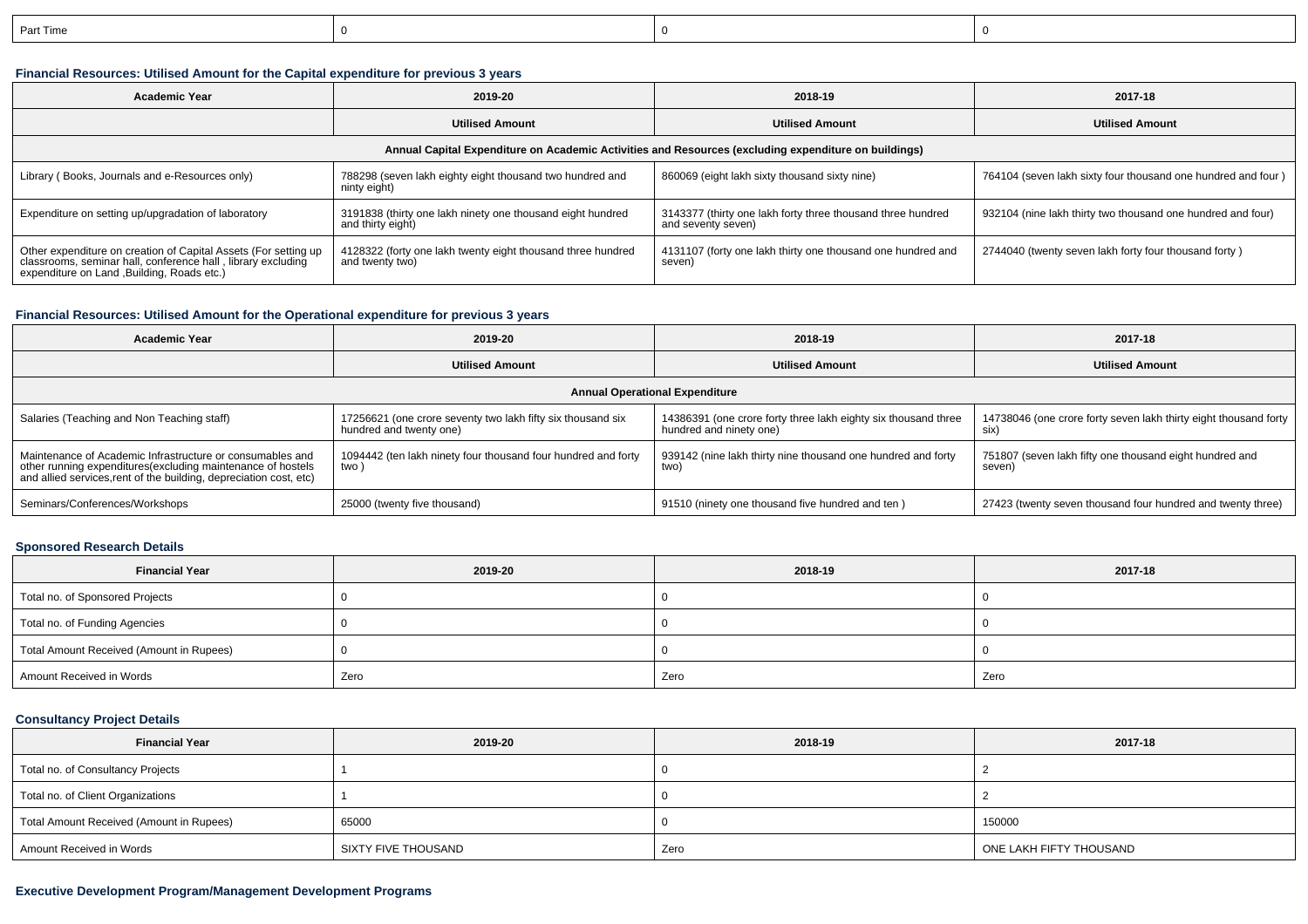| Part Time | 0 | 0 | 0 |
| --- | --- | --- | --- |

### Financial Resources: Utilised Amount for the Capital expenditure for previous 3 years

| Academic Year | 2019-20 | 2018-19 | 2017-18 |
| --- | --- | --- | --- |
| | Utilised Amount | Utilised Amount | Utilised Amount |
| Annual Capital Expenditure on Academic Activities and Resources (excluding expenditure on buildings) | | | |
| Library ( Books, Journals and e-Resources only) | 788298 (seven lakh eighty eight thousand two hundred and ninty eight) | 860069 (eight lakh sixty thousand sixty nine) | 764104 (seven lakh sixty four thousand one hundred and four ) |
| Expenditure on setting up/upgradation of laboratory | 3191838 (thirty one lakh ninety one thousand eight hundred and thirty eight) | 3143377 (thirty one lakh forty three thousand three hundred and seventy seven) | 932104 (nine lakh thirty two thousand one hundred and four) |
| Other expenditure on creation of Capital Assets (For setting up classrooms, seminar hall, conference hall , library excluding expenditure on Land ,Building, Roads etc.) | 4128322 (forty one lakh twenty eight thousand three hundred and twenty two) | 4131107 (forty one lakh thirty one thousand one hundred and seven) | 2744040 (twenty seven lakh forty four thousand forty ) |

### Financial Resources: Utilised Amount for the Operational expenditure for previous 3 years

| Academic Year | 2019-20 | 2018-19 | 2017-18 |
| --- | --- | --- | --- |
| | Utilised Amount | Utilised Amount | Utilised Amount |
| Annual Operational Expenditure | | | |
| Salaries (Teaching and Non Teaching staff) | 17256621 (one crore seventy two lakh fifty six thousand six hundred and twenty one) | 14386391 (one crore forty three lakh eighty six thousand three hundred and ninety one) | 14738046 (one crore forty seven lakh thirty eight thousand forty six) |
| Maintenance of Academic Infrastructure or consumables and other running expenditures(excluding maintenance of hostels and allied services,rent of the building, depreciation cost, etc) | 1094442 (ten lakh ninety four thousand four hundred and forty two ) | 939142 (nine lakh thirty nine thousand one hundred and forty two) | 751807 (seven lakh fifty one thousand eight hundred and seven) |
| Seminars/Conferences/Workshops | 25000 (twenty five thousand) | 91510 (ninety one thousand five hundred and ten ) | 27423 (twenty seven thousand four hundred and twenty three) |

### Sponsored Research Details

| Financial Year | 2019-20 | 2018-19 | 2017-18 |
| --- | --- | --- | --- |
| Total no. of Sponsored Projects | 0 | 0 | 0 |
| Total no. of Funding Agencies | 0 | 0 | 0 |
| Total Amount Received (Amount in Rupees) | 0 | 0 | 0 |
| Amount Received in Words | Zero | Zero | Zero |

### Consultancy Project Details

| Financial Year | 2019-20 | 2018-19 | 2017-18 |
| --- | --- | --- | --- |
| Total no. of Consultancy Projects | 1 | 0 | 2 |
| Total no. of Client Organizations | 1 | 0 | 2 |
| Total Amount Received (Amount in Rupees) | 65000 | 0 | 150000 |
| Amount Received in Words | SIXTY FIVE THOUSAND | Zero | ONE LAKH FIFTY THOUSAND |

### Executive Development Program/Management Development Programs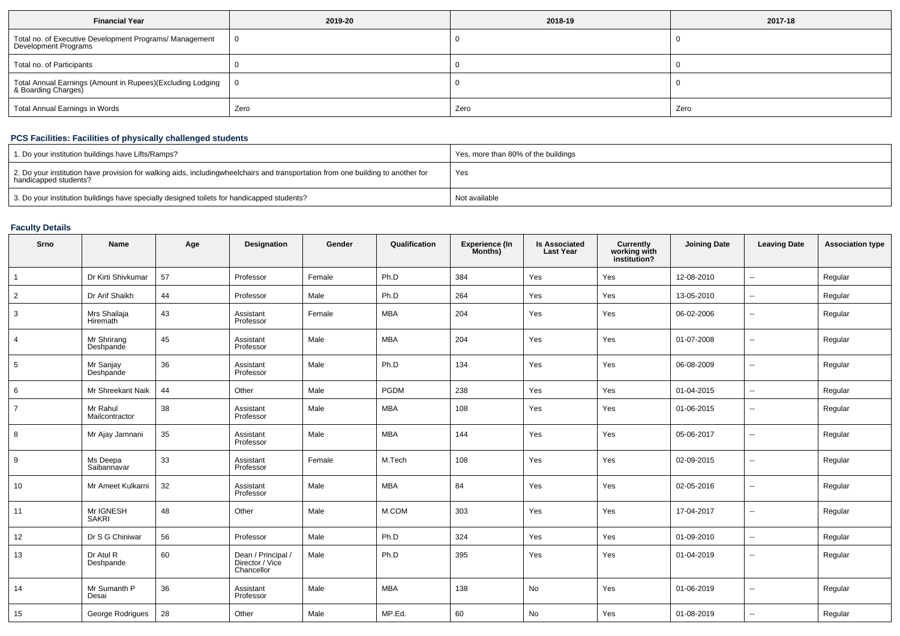| Financial Year | 2019-20 | 2018-19 | 2017-18 |
| --- | --- | --- | --- |
| Total no. of Executive Development Programs/ Management Development Programs | 0 | 0 | 0 |
| Total no. of Participants | 0 | 0 | 0 |
| Total Annual Earnings (Amount in Rupees)(Excluding Lodging & Boarding Charges) | 0 | 0 | 0 |
| Total Annual Earnings in Words | Zero | Zero | Zero |

### PCS Facilities: Facilities of physically challenged students

| | |
| --- | --- |
| 1. Do your institution buildings have Lifts/Ramps? | Yes, more than 80% of the buildings |
| 2. Do your institution have provision for walking aids, includingwheelchairs and transportation from one building to another for handicapped students? | Yes |
| 3. Do your institution buildings have specially designed toilets for handicapped students? | Not available |

### Faculty Details

| Srno | Name | Age | Designation | Gender | Qualification | Experience (In Months) | Is Associated Last Year | Currently working with institution? | Joining Date | Leaving Date | Association type |
| --- | --- | --- | --- | --- | --- | --- | --- | --- | --- | --- | --- |
| 1 | Dr Kirti Shivkumar | 57 | Professor | Female | Ph.D | 384 | Yes | Yes | 12-08-2010 | -- | Regular |
| 2 | Dr Arif Shaikh | 44 | Professor | Male | Ph.D | 264 | Yes | Yes | 13-05-2010 | -- | Regular |
| 3 | Mrs Shailaja Hiremath | 43 | Assistant Professor | Female | MBA | 204 | Yes | Yes | 06-02-2006 | -- | Regular |
| 4 | Mr Shrirang Deshpande | 45 | Assistant Professor | Male | MBA | 204 | Yes | Yes | 01-07-2008 | -- | Regular |
| 5 | Mr Sanjay Deshpande | 36 | Assistant Professor | Male | Ph.D | 134 | Yes | Yes | 06-08-2009 | -- | Regular |
| 6 | Mr Shreekant Naik | 44 | Other | Male | PGDM | 238 | Yes | Yes | 01-04-2015 | -- | Regular |
| 7 | Mr Rahul Mailcontractor | 38 | Assistant Professor | Male | MBA | 108 | Yes | Yes | 01-06-2015 | -- | Regular |
| 8 | Mr Ajay Jamnani | 35 | Assistant Professor | Male | MBA | 144 | Yes | Yes | 05-06-2017 | -- | Regular |
| 9 | Ms Deepa Saibannavar | 33 | Assistant Professor | Female | M.Tech | 108 | Yes | Yes | 02-09-2015 | -- | Regular |
| 10 | Mr Ameet Kulkarni | 32 | Assistant Professor | Male | MBA | 84 | Yes | Yes | 02-05-2016 | -- | Regular |
| 11 | Mr IGNESH SAKRI | 48 | Other | Male | M.COM | 303 | Yes | Yes | 17-04-2017 | -- | Regular |
| 12 | Dr S G Chiniwar | 56 | Professor | Male | Ph.D | 324 | Yes | Yes | 01-09-2010 | -- | Regular |
| 13 | Dr Atul R Deshpande | 60 | Dean / Principal / Director / Vice Chancellor | Male | Ph.D | 395 | Yes | Yes | 01-04-2019 | -- | Regular |
| 14 | Mr Sumanth P Desai | 36 | Assistant Professor | Male | MBA | 138 | No | Yes | 01-06-2019 | -- | Regular |
| 15 | George Rodrigues | 28 | Other | Male | MP.Ed. | 60 | No | Yes | 01-08-2019 | -- | Regular |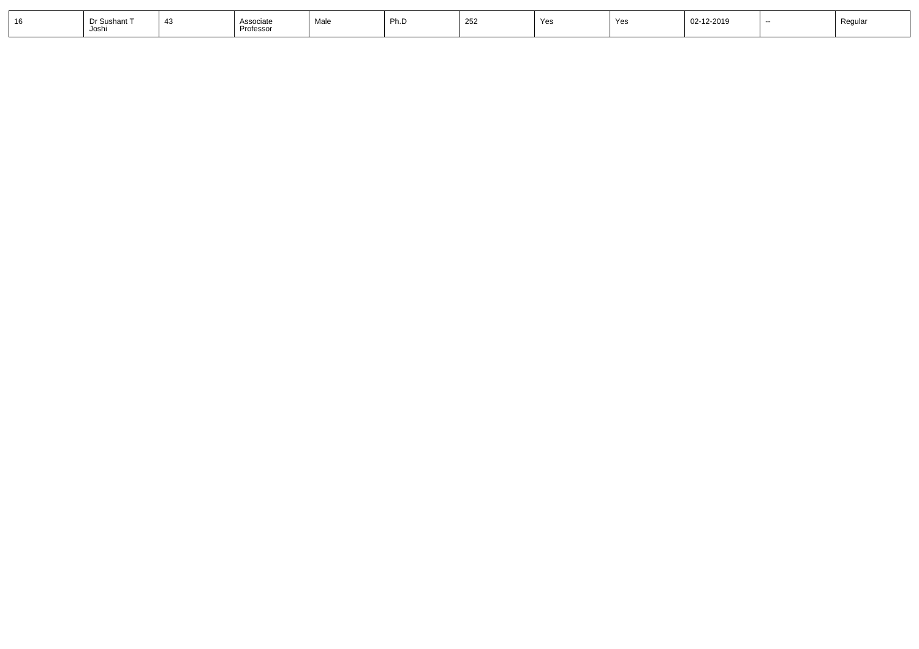| | | | | | | | | | | | |
|---|---|---|---|---|---|---|---|---|---|---|---|
| 16 | Dr Sushant T Joshi | 43 | Associate Professor | Male | Ph.D | 252 | Yes | Yes | 02-12-2019 | -- | Regular |